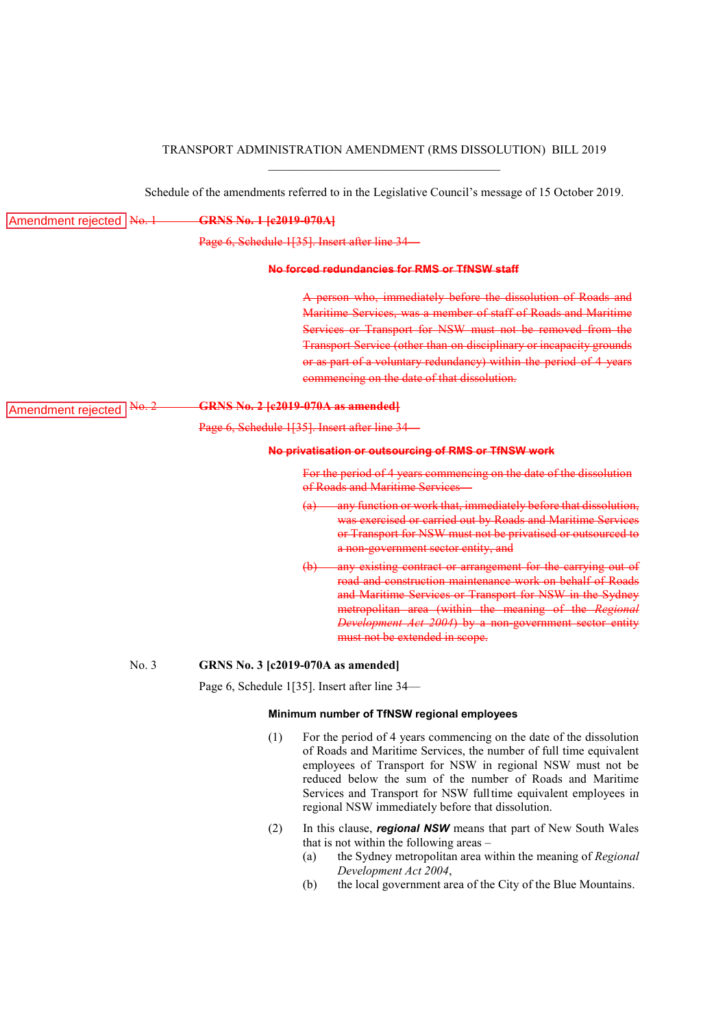TRANSPORT ADMINISTRATION AMENDMENT (RMS DISSOLUTION) BILL 2019

Schedule of the amendments referred to in the Legislative Council's message of 15 October 2019.

Amendment rejected ~~No. 1 **GRNS No. 1 [c2019-070A]**~~

~~Page 6, Schedule 1[35]. Insert after line 34—~~

~~**No forced redundancies for RMS or TfNSW staff**~~

~~A person who, immediately before the dissolution of Roads and Maritime Services, was a member of staff of Roads and Maritime Services or Transport for NSW must not be removed from the Transport Service (other than on disciplinary or incapacity grounds or as part of a voluntary redundancy) within the period of 4 years commencing on the date of that dissolution.~~

Amendment rejected ~~No. 2 **GRNS No. 2 [c2019-070A as amended]**~~

~~Page 6, Schedule 1[35]. Insert after line 34—~~

~~**No privatisation or outsourcing of RMS or TfNSW work**~~

~~For the period of 4 years commencing on the date of the dissolution of Roads and Maritime Services—~~

~~(a) any function or work that, immediately before that dissolution, was exercised or carried out by Roads and Maritime Services or Transport for NSW must not be privatised or outsourced to a non-government sector entity, and~~

~~(b) any existing contract or arrangement for the carrying out of road and construction maintenance work on behalf of Roads and Maritime Services or Transport for NSW in the Sydney metropolitan area (within the meaning of the *Regional Development Act 2004*) by a non-government sector entity must not be extended in scope.~~

No. 3 **GRNS No. 3 [c2019-070A as amended]**

Page 6, Schedule 1[35]. Insert after line 34—

**Minimum number of TfNSW regional employees**

(1) For the period of 4 years commencing on the date of the dissolution of Roads and Maritime Services, the number of full time equivalent employees of Transport for NSW in regional NSW must not be reduced below the sum of the number of Roads and Maritime Services and Transport for NSW full time equivalent employees in regional NSW immediately before that dissolution.

(2) In this clause, ***regional NSW*** means that part of New South Wales that is not within the following areas –

(a) the Sydney metropolitan area within the meaning of *Regional Development Act 2004*,

(b) the local government area of the City of the Blue Mountains.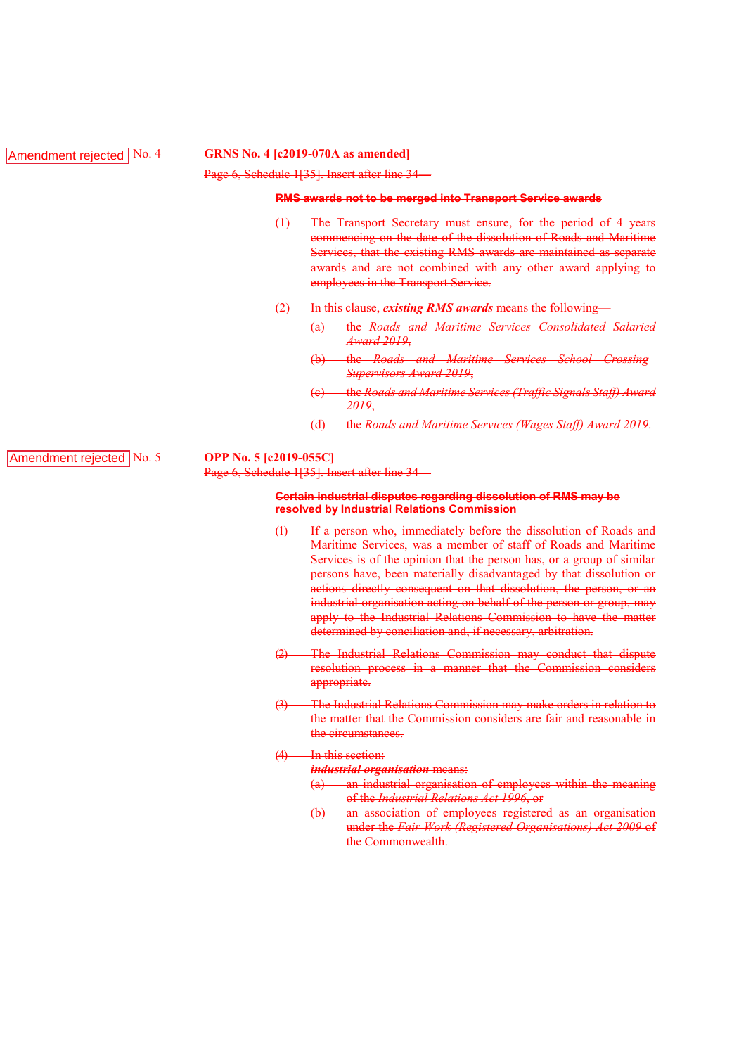Amendment rejected ~~No. 4~~ ~~**GRNS No. 4 [c2019-070A as amended]**~~

~~Page 6, Schedule 1[35]. Insert after line 34—~~

**~~RMS awards not to be merged into Transport Service awards~~**

~~(1) The Transport Secretary must ensure, for the period of 4 years commencing on the date of the dissolution of Roads and Maritime Services, that the existing RMS awards are maintained as separate awards and are not combined with any other award applying to employees in the Transport Service.~~

~~(2) In this clause, ***existing RMS awards*** means the following—~~

~~(a) the *Roads and Maritime Services Consolidated Salaried Award 2019*,~~

~~(b) the *Roads and Maritime Services School Crossing Supervisors Award 2019*,~~

~~(c) the *Roads and Maritime Services (Traffic Signals Staff) Award 2019*,~~

~~(d) the *Roads and Maritime Services (Wages Staff) Award 2019*.~~

Amendment rejected ~~No. 5~~ ~~**OPP No. 5 [c2019-055C]**~~

~~Page 6, Schedule 1[35]. Insert after line 34—~~

**~~Certain industrial disputes regarding dissolution of RMS may be resolved by Industrial Relations Commission~~**

~~(1) If a person who, immediately before the dissolution of Roads and Maritime Services, was a member of staff of Roads and Maritime Services is of the opinion that the person has, or a group of similar persons have, been materially disadvantaged by that dissolution or actions directly consequent on that dissolution, the person, or an industrial organisation acting on behalf of the person or group, may apply to the Industrial Relations Commission to have the matter determined by conciliation and, if necessary, arbitration.~~

~~(2) The Industrial Relations Commission may conduct that dispute resolution process in a manner that the Commission considers appropriate.~~

~~(3) The Industrial Relations Commission may make orders in relation to the matter that the Commission considers are fair and reasonable in the circumstances.~~

~~(4) In this section:~~
~~***industrial organisation*** means:~~
~~(a) an industrial organisation of employees within the meaning of the *Industrial Relations Act 1996*, or~~
~~(b) an association of employees registered as an organisation under the *Fair Work (Registered Organisations) Act 2009* of the Commonwealth.~~